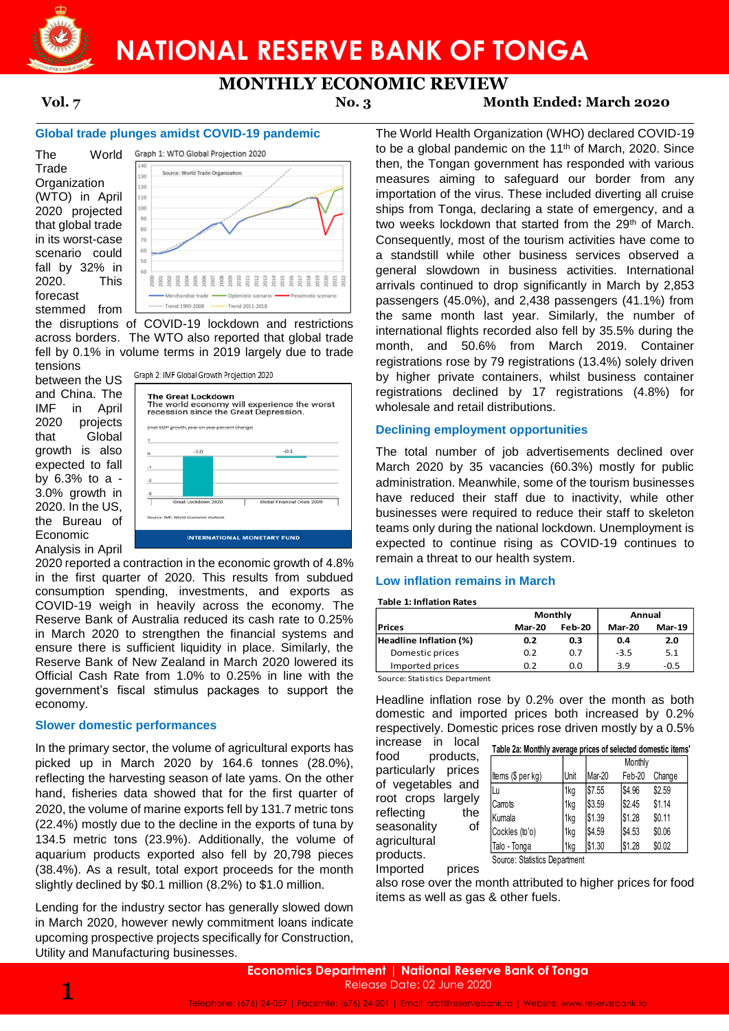# NATIONAL RESERVE BANK OF TONGA

## MONTHLY ECONOMIC REVIEW

**Vol. 7** **No. 3** **Month Ended: March 2020**

### Global trade plunges amidst COVID-19 pandemic

The World Trade Organization (WTO) in April 2020 projected that global trade in its worst-case scenario could fall by 32% in 2020. This forecast stemmed from the disruptions of COVID-19 lockdown and restrictions across borders. The WTO also reported that global trade fell by 0.1% in volume terms in 2019 largely due to trade tensions between the US and China. The IMF in April 2020 projects that Global growth is also expected to fall by 6.3% to a -3.0% growth in 2020. In the US, the Bureau of Economic Analysis in April 2020 reported a contraction in the economic growth of 4.8% in the first quarter of 2020. This results from subdued consumption spending, investments, and exports as COVID-19 weigh in heavily across the economy. The Reserve Bank of Australia reduced its cash rate to 0.25% in March 2020 to strengthen the financial systems and ensure there is sufficient liquidity in place. Similarly, the Reserve Bank of New Zealand in March 2020 lowered its Official Cash Rate from 1.0% to 0.25% in line with the government's fiscal stimulus packages to support the economy.

Graph 1: WTO Global Projection 2020

Graph 2: IMF Global Growth Projection 2020

### Slower domestic performances

In the primary sector, the volume of agricultural exports has picked up in March 2020 by 164.6 tonnes (28.0%), reflecting the harvesting season of late yams. On the other hand, fisheries data showed that for the first quarter of 2020, the volume of marine exports fell by 131.7 metric tons (22.4%) mostly due to the decline in the exports of tuna by 134.5 metric tons (23.9%). Additionally, the volume of aquarium products exported also fell by 20,798 pieces (38.4%). As a result, total export proceeds for the month slightly declined by $0.1 million (8.2%) to $1.0 million.

Lending for the industry sector has generally slowed down in March 2020, however newly commitment loans indicate upcoming prospective projects specifically for Construction, Utility and Manufacturing businesses.

The World Health Organization (WHO) declared COVID-19 to be a global pandemic on the 11th of March, 2020. Since then, the Tongan government has responded with various measures aiming to safeguard our border from any importation of the virus. These included diverting all cruise ships from Tonga, declaring a state of emergency, and a two weeks lockdown that started from the 29th of March. Consequently, most of the tourism activities have come to a standstill while other business services observed a general slowdown in business activities. International arrivals continued to drop significantly in March by 2,853 passengers (45.0%), and 2,438 passengers (41.1%) from the same month last year. Similarly, the number of international flights recorded also fell by 35.5% during the month, and 50.6% from March 2019. Container registrations rose by 79 registrations (13.4%) solely driven by higher private containers, whilst business container registrations declined by 17 registrations (4.8%) for wholesale and retail distributions.

### Declining employment opportunities

The total number of job advertisements declined over March 2020 by 35 vacancies (60.3%) mostly for public administration. Meanwhile, some of the tourism businesses have reduced their staff due to inactivity, while other businesses were required to reduce their staff to skeleton teams only during the national lockdown. Unemployment is expected to continue rising as COVID-19 continues to remain a threat to our health system.

### Low inflation remains in March

**Table 1: Inflation Rates**

| Prices | Monthly | | Annual | |
|---|---|---|---|---|
| | Mar-20 | Feb-20 | Mar-20 | Mar-19 |
| **Headline Inflation (%)** | **0.2** | **0.3** | **0.4** | **2.0** |
| Domestic prices | 0.2 | 0.7 | -3.5 | 5.1 |
| Imported prices | 0.2 | 0.0 | 3.9 | -0.5 |

Source: Statistics Department

Headline inflation rose by 0.2% over the month as both domestic and imported prices both increased by 0.2% respectively. Domestic prices rose driven mostly by a 0.5% increase in local food products, particularly prices of vegetables and root crops largely reflecting the seasonality of agricultural products. Imported prices also rose over the month attributed to higher prices for food items as well as gas & other fuels.

**Table 2a: Monthly average prices of selected domestic items'**

| Items ($ per kg) | Unit | Monthly | | |
|---|---|---|---|---|
| | | Mar-20 | Feb-20 | Change |
| Lu | 1kg | $7.55 | $4.96 | $2.59 |
| Carrots | 1kg | $3.59 | $2.45 | $1.14 |
| Kumala | 1kg | $1.39 | $1.28 | $0.11 |
| Cockles (to'o) | 1kg | $4.59 | $4.53 | $0.06 |
| Talo - Tonga | 1kg | $1.30 | $1.28 | $0.02 |

Source: Statistics Department

**Economics Department | National Reserve Bank of Tonga**
Release Date: 02 June 2020

Telephone: (676) 24-057 | Facsimile: (676) 24-201 | Email: nrbt@reservebank.to | Website: www.reservebank.to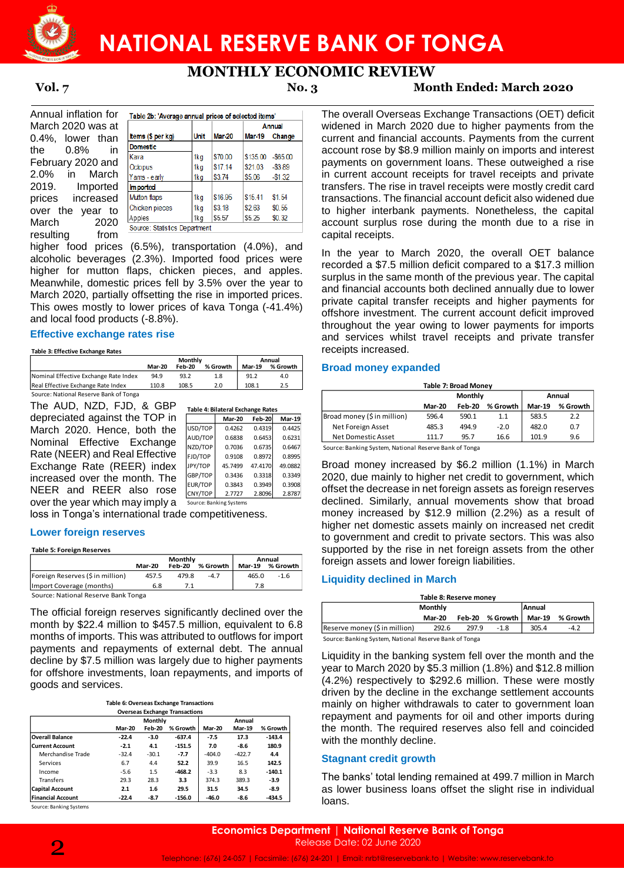Annual inflation for March 2020 was at 0.4%, lower than the 0.8% in February 2020 and 2.0% in March 2019. Imported prices increased over the year to March 2020 resulting from higher food prices (6.5%), transportation (4.0%), and alcoholic beverages (2.3%). Imported food prices were higher for mutton flaps, chicken pieces, and apples. Meanwhile, domestic prices fell by 3.5% over the year to March 2020, partially offsetting the rise in imported prices. This owes mostly to lower prices of kava Tonga (-41.4%) and local food products (-8.8%).

**Table 2b: 'Average annual prices of selected items'**

| Items ($ per kg) | Unit | Mar-20 | Annual Mar-19 | Annual Change |
|---|---|---|---|---|
| **Domestic** | | | | |
| Kava | 1kg | $70.00 | $135.00 | -$65.00 |
| Octopus | 1kg | $17.14 | $21.03 | -$3.89 |
| Yams - early | 1kg | $3.74 | $5.06 | -$1.32 |
| **Imported** | | | | |
| Mutton flaps | 1kg | $16.95 | $15.41 | $1.54 |
| Chicken pieces | 1kg | $3.18 | $2.63 | $0.55 |
| Apples | 1kg | $5.57 | $5.25 | $0.32 |

Source: Statistics Department

## Effective exchange rates rise

**Table 3: Effective Exchange Rates**

| | Monthly | | | Annual | |
|---|---|---|---|---|---|
| | Mar-20 | Feb-20 | % Growth | Mar-19 | % Growth |
| Nominal Effective Exchange Rate Index | 94.9 | 93.2 | 1.8 | 91.2 | 4.0 |
| Real Effective Exchange Rate Index | 110.8 | 108.5 | 2.0 | 108.1 | 2.5 |

Source: National Reserve Bank of Tonga

The AUD, NZD, FJD, & GBP depreciated against the TOP in March 2020. Hence, both the Nominal Effective Exchange Rate (NEER) and Real Effective Exchange Rate (REER) index increased over the month. The NEER and REER also rose over the year which may imply a loss in Tonga's international trade competitiveness.

**Table 4: Bilateral Exchange Rates**

| | Mar-20 | Feb-20 | Mar-19 |
|---|---|---|---|
| USD/TOP | 0.4262 | 0.4319 | 0.4425 |
| AUD/TOP | 0.6838 | 0.6453 | 0.6231 |
| NZD/TOP | 0.7036 | 0.6735 | 0.6467 |
| FJD/TOP | 0.9108 | 0.8972 | 0.8995 |
| JPY/TOP | 45.7499 | 47.4170 | 49.0882 |
| GBP/TOP | 0.3436 | 0.3318 | 0.3349 |
| EUR/TOP | 0.3843 | 0.3949 | 0.3908 |
| CNY/TOP | 2.7727 | 2.8096 | 2.8787 |

Source: Banking Systems

## Lower foreign reserves

**Table 5: Foreign Reserves**

| | Monthly | | | Annual | |
|---|---|---|---|---|---|
| | Mar-20 | Feb-20 | % Growth | Mar-19 | % Growth |
| Foreign Reserves ($ in million) | 457.5 | 479.8 | -4.7 | 465.0 | -1.6 |
| Import Coverage (months) | 6.8 | 7.1 | | 7.8 | |

Source: National Reserve Bank Tonga

The official foreign reserves significantly declined over the month by $22.4 million to $457.5 million, equivalent to 6.8 months of imports. This was attributed to outflows for import payments and repayments of external debt. The annual decline by $7.5 million was largely due to higher payments for offshore investments, loan repayments, and imports of goods and services.

**Table 6: Overseas Exchange Transactions**

| Overseas Exchange Transactions | Monthly | | | Annual | | |
|---|---|---|---|---|---|---|
| | Mar-20 | Feb-20 | % Growth | Mar-20 | Mar-19 | % Growth |
| **Overall Balance** | **-22.4** | **-3.0** | **-637.4** | **-7.5** | **17.3** | **-143.4** |
| **Current Account** | **-2.1** | **4.1** | **-151.5** | **7.0** | **-8.6** | **180.9** |
| Merchandise Trade | -32.4 | -30.1 | -7.7 | -404.0 | -422.7 | 4.4 |
| Services | 6.7 | 4.4 | 52.2 | 39.9 | 16.5 | 142.5 |
| Income | -5.6 | 1.5 | -468.2 | -3.3 | 8.3 | -140.1 |
| Transfers | 29.3 | 28.3 | 3.3 | 374.3 | 389.3 | -3.9 |
| **Capital Account** | **2.1** | **1.6** | **29.5** | **31.5** | **34.5** | **-8.9** |
| **Financial Account** | **-22.4** | **-8.7** | **-156.0** | **-46.0** | **-8.6** | **-434.5** |

Source: Banking Systems

The overall Overseas Exchange Transactions (OET) deficit widened in March 2020 due to higher payments from the current and financial accounts. Payments from the current account rose by $8.9 million mainly on imports and interest payments on government loans. These outweighed a rise in current account receipts for travel receipts and private transfers. The rise in travel receipts were mostly credit card transactions. The financial account deficit also widened due to higher interbank payments. Nonetheless, the capital account surplus rose during the month due to a rise in capital receipts.

In the year to March 2020, the overall OET balance recorded a $7.5 million deficit compared to a $17.3 million surplus in the same month of the previous year. The capital and financial accounts both declined annually due to lower private capital transfer receipts and higher payments for offshore investment. The current account deficit improved throughout the year owing to lower payments for imports and services whilst travel receipts and private transfer receipts increased.

## Broad money expanded

**Table 7: Broad Money**

| | Monthly | | | Annual | |
|---|---|---|---|---|---|
| | Mar-20 | Feb-20 | % Growth | Mar-19 | % Growth |
| Broad money ($ in million) | 596.4 | 590.1 | 1.1 | 583.5 | 2.2 |
| Net Foreign Asset | 485.3 | 494.9 | -2.0 | 482.0 | 0.7 |
| Net Domestic Asset | 111.7 | 95.7 | 16.6 | 101.9 | 9.6 |

Source: Banking System, National Reserve Bank of Tonga

Broad money increased by $6.2 million (1.1%) in March 2020, due mainly to higher net credit to government, which offset the decrease in net foreign assets as foreign reserves declined. Similarly, annual movements show that broad money increased by $12.9 million (2.2%) as a result of higher net domestic assets mainly on increased net credit to government and credit to private sectors. This was also supported by the rise in net foreign assets from the other foreign assets and lower foreign liabilities.

## Liquidity declined in March

**Table 8: Reserve money**

| | Monthly | | | Annual | |
|---|---|---|---|---|---|
| | Mar-20 | Feb-20 | % Growth | Mar-19 | % Growth |
| Reserve money ($ in million) | 292.6 | 297.9 | -1.8 | 305.4 | -4.2 |

Source: Banking System, National Reserve Bank of Tonga

Liquidity in the banking system fell over the month and the year to March 2020 by $5.3 million (1.8%) and $12.8 million (4.2%) respectively to $292.6 million. These were mostly driven by the decline in the exchange settlement accounts mainly on higher withdrawals to cater to government loan repayment and payments for oil and other imports during the month. The required reserves also fell and coincided with the monthly decline.

## Stagnant credit growth

The banks' total lending remained at 499.7 million in March as lower business loans offset the slight rise in individual loans.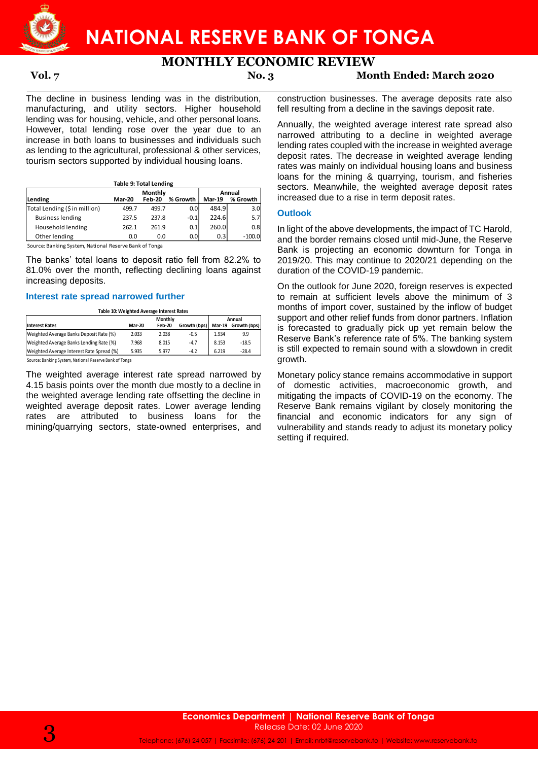The decline in business lending was in the distribution, manufacturing, and utility sectors. Higher household lending was for housing, vehicle, and other personal loans. However, total lending rose over the year due to an increase in both loans to businesses and individuals such as lending to the agricultural, professional & other services, tourism sectors supported by individual housing loans.

**Table 9: Total Lending**

| Lending | Monthly | | | Annual | |
|---|---|---|---|---|---|
| | Mar-20 | Feb-20 | % Growth | Mar-19 | % Growth |
| Total Lending ($ in million) | 499.7 | 499.7 | 0.0 | 484.9 | 3.0 |
| Business lending | 237.5 | 237.8 | -0.1 | 224.6 | 5.7 |
| Household lending | 262.1 | 261.9 | 0.1 | 260.0 | 0.8 |
| Other lending | 0.0 | 0.0 | 0.0 | 0.3 | -100.0 |

Source: Banking System, National Reserve Bank of Tonga

The banks' total loans to deposit ratio fell from 82.2% to 81.0% over the month, reflecting declining loans against increasing deposits.

### Interest rate spread narrowed further

**Table 10: Weighted Average Interest Rates**

| Interest Rates | Monthly | | | Annual | |
|---|---|---|---|---|---|
| | Mar-20 | Feb-20 | Growth (bps) | Mar-19 | Growth (bps) |
| Weighted Average Banks Deposit Rate (%) | 2.033 | 2.038 | -0.5 | 1.934 | 9.9 |
| Weighted Average Banks Lending Rate (%) | 7.968 | 8.015 | -4.7 | 8.153 | -18.5 |
| Weighted Average Interest Rate Spread (%) | 5.935 | 5.977 | -4.2 | 6.219 | -28.4 |

Source: Banking System, National Reserve Bank of Tonga

The weighted average interest rate spread narrowed by 4.15 basis points over the month due mostly to a decline in the weighted average lending rate offsetting the decline in weighted average deposit rates. Lower average lending rates are attributed to business loans for the mining/quarrying sectors, state-owned enterprises, and construction businesses. The average deposits rate also fell resulting from a decline in the savings deposit rate.

Annually, the weighted average interest rate spread also narrowed attributing to a decline in weighted average lending rates coupled with the increase in weighted average deposit rates. The decrease in weighted average lending rates was mainly on individual housing loans and business loans for the mining & quarrying, tourism, and fisheries sectors. Meanwhile, the weighted average deposit rates increased due to a rise in term deposit rates.

### Outlook

In light of the above developments, the impact of TC Harold, and the border remains closed until mid-June, the Reserve Bank is projecting an economic downturn for Tonga in 2019/20. This may continue to 2020/21 depending on the duration of the COVID-19 pandemic.

On the outlook for June 2020, foreign reserves is expected to remain at sufficient levels above the minimum of 3 months of import cover, sustained by the inflow of budget support and other relief funds from donor partners. Inflation is forecasted to gradually pick up yet remain below the Reserve Bank's reference rate of 5%. The banking system is still expected to remain sound with a slowdown in credit growth.

Monetary policy stance remains accommodative in support of domestic activities, macroeconomic growth, and mitigating the impacts of COVID-19 on the economy. The Reserve Bank remains vigilant by closely monitoring the financial and economic indicators for any sign of vulnerability and stands ready to adjust its monetary policy setting if required.